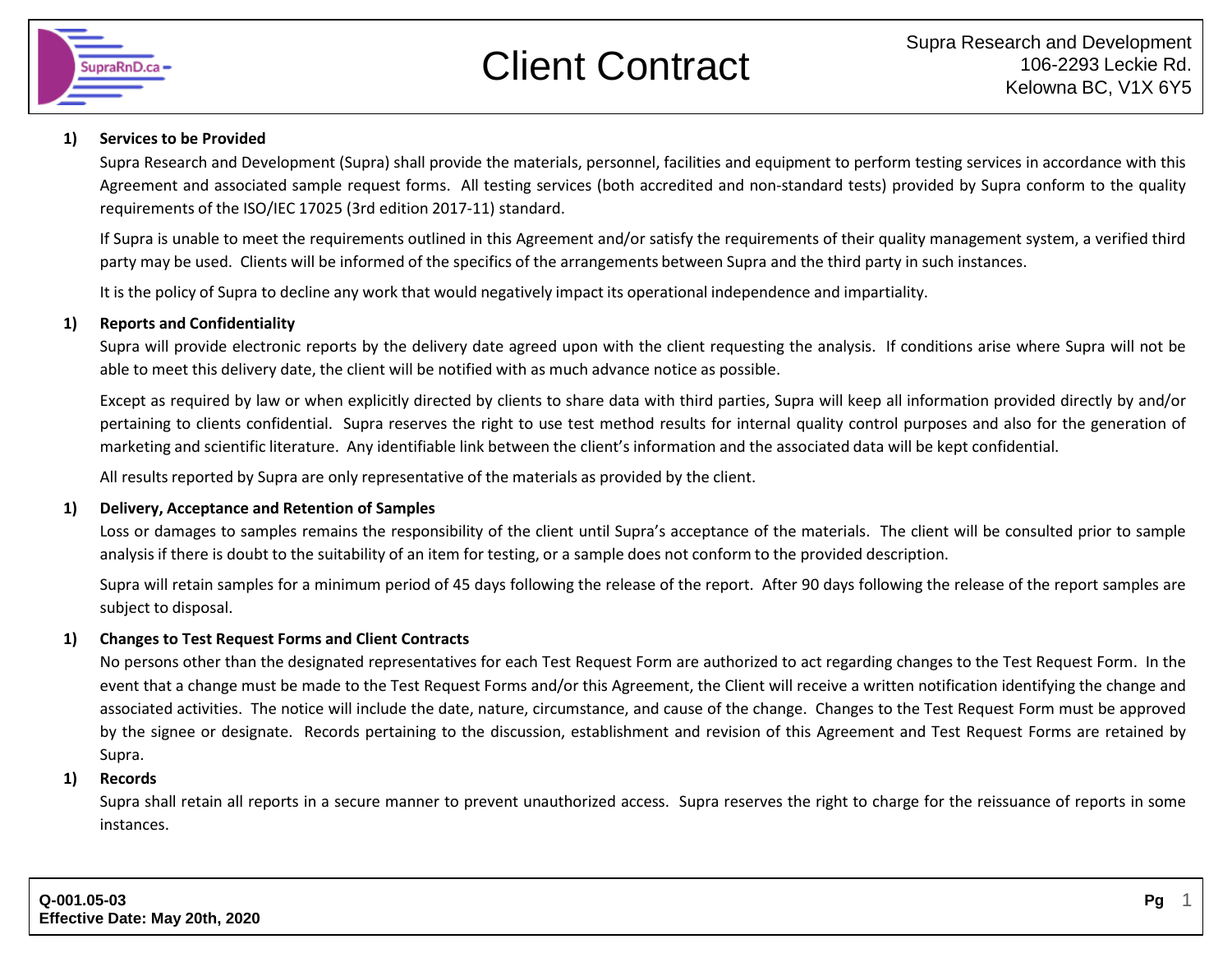# Client Contract

Supra Research and Development
106-2293 Leckie Rd.
Kelowna BC, V1X 6Y5

1) **Services to be Provided**

Supra Research and Development (Supra) shall provide the materials, personnel, facilities and equipment to perform testing services in accordance with this Agreement and associated sample request forms. All testing services (both accredited and non-standard tests) provided by Supra conform to the quality requirements of the ISO/IEC 17025 (3rd edition 2017-11) standard.

If Supra is unable to meet the requirements outlined in this Agreement and/or satisfy the requirements of their quality management system, a verified third party may be used. Clients will be informed of the specifics of the arrangements between Supra and the third party in such instances.

It is the policy of Supra to decline any work that would negatively impact its operational independence and impartiality.

1) **Reports and Confidentiality**

Supra will provide electronic reports by the delivery date agreed upon with the client requesting the analysis. If conditions arise where Supra will not be able to meet this delivery date, the client will be notified with as much advance notice as possible.

Except as required by law or when explicitly directed by clients to share data with third parties, Supra will keep all information provided directly by and/or pertaining to clients confidential. Supra reserves the right to use test method results for internal quality control purposes and also for the generation of marketing and scientific literature. Any identifiable link between the client's information and the associated data will be kept confidential.

All results reported by Supra are only representative of the materials as provided by the client.

1) **Delivery, Acceptance and Retention of Samples**

Loss or damages to samples remains the responsibility of the client until Supra's acceptance of the materials. The client will be consulted prior to sample analysis if there is doubt to the suitability of an item for testing, or a sample does not conform to the provided description.

Supra will retain samples for a minimum period of 45 days following the release of the report. After 90 days following the release of the report samples are subject to disposal.

1) **Changes to Test Request Forms and Client Contracts**

No persons other than the designated representatives for each Test Request Form are authorized to act regarding changes to the Test Request Form. In the event that a change must be made to the Test Request Forms and/or this Agreement, the Client will receive a written notification identifying the change and associated activities. The notice will include the date, nature, circumstance, and cause of the change. Changes to the Test Request Form must be approved by the signee or designate. Records pertaining to the discussion, establishment and revision of this Agreement and Test Request Forms are retained by Supra.

1) **Records**

Supra shall retain all reports in a secure manner to prevent unauthorized access. Supra reserves the right to charge for the reissuance of reports in some instances.

**Q-001.05-03**
**Effective Date: May 20th, 2020**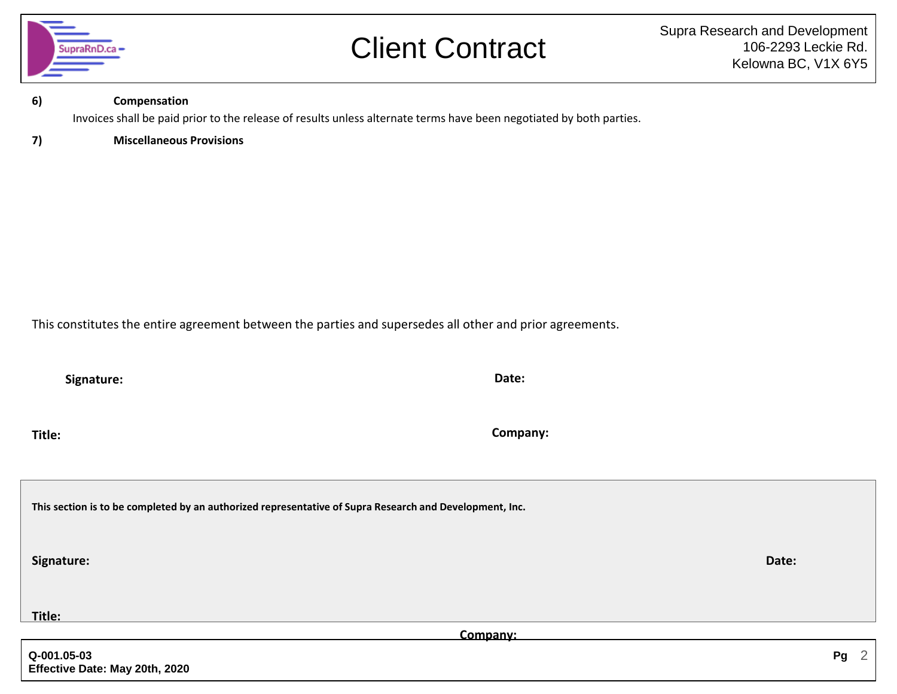**6) Compensation**

Invoices shall be paid prior to the release of results unless alternate terms have been negotiated by both parties.

**7) Miscellaneous Provisions**

This constitutes the entire agreement between the parties and supersedes all other and prior agreements.

**Signature:** **Date:**

**Title:** **Company:**

**This section is to be completed by an authorized representative of Supra Research and Development, Inc.**

**Signature:** **Date:**

**Title:**

**Company:**

**Q-001.05-03**
**Effective Date: May 20th, 2020**